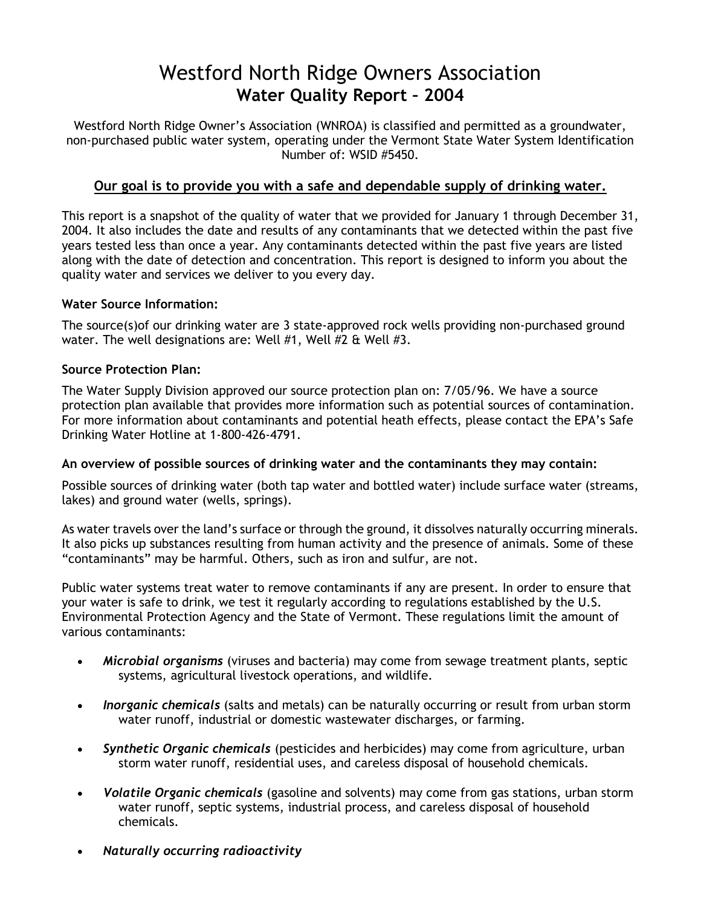# Westford North Ridge Owners Association

## Water Quality Report – 2004

Westford North Ridge Owner's Association (WNROA) is classified and permitted as a groundwater, non-purchased public water system, operating under the Vermont State Water System Identification Number of: WSID #5450.

**<u>Our goal is to provide you with a safe and dependable supply of drinking water.</u>**

This report is a snapshot of the quality of water that we provided for January 1 through December 31, 2004. It also includes the date and results of any contaminants that we detected within the past five years tested less than once a year. Any contaminants detected within the past five years are listed along with the date of detection and concentration. This report is designed to inform you about the quality water and services we deliver to you every day.

**Water Source Information:**

The source(s)of our drinking water are 3 state-approved rock wells providing non-purchased ground water. The well designations are: Well #1, Well #2 & Well #3.

**Source Protection Plan:**

The Water Supply Division approved our source protection plan on: 7/05/96. We have a source protection plan available that provides more information such as potential sources of contamination. For more information about contaminants and potential heath effects, please contact the EPA's Safe Drinking Water Hotline at 1-800-426-4791.

**An overview of possible sources of drinking water and the contaminants they may contain:**

Possible sources of drinking water (both tap water and bottled water) include surface water (streams, lakes) and ground water (wells, springs).

As water travels over the land's surface or through the ground, it dissolves naturally occurring minerals. It also picks up substances resulting from human activity and the presence of animals. Some of these "contaminants" may be harmful. Others, such as iron and sulfur, are not.

Public water systems treat water to remove contaminants if any are present. In order to ensure that your water is safe to drink, we test it regularly according to regulations established by the U.S. Environmental Protection Agency and the State of Vermont. These regulations limit the amount of various contaminants:

- ***Microbial organisms*** (viruses and bacteria) may come from sewage treatment plants, septic systems, agricultural livestock operations, and wildlife.
- ***Inorganic chemicals*** (salts and metals) can be naturally occurring or result from urban storm water runoff, industrial or domestic wastewater discharges, or farming.
- ***Synthetic Organic chemicals*** (pesticides and herbicides) may come from agriculture, urban storm water runoff, residential uses, and careless disposal of household chemicals.
- ***Volatile Organic chemicals*** (gasoline and solvents) may come from gas stations, urban storm water runoff, septic systems, industrial process, and careless disposal of household chemicals.
- ***Naturally occurring radioactivity***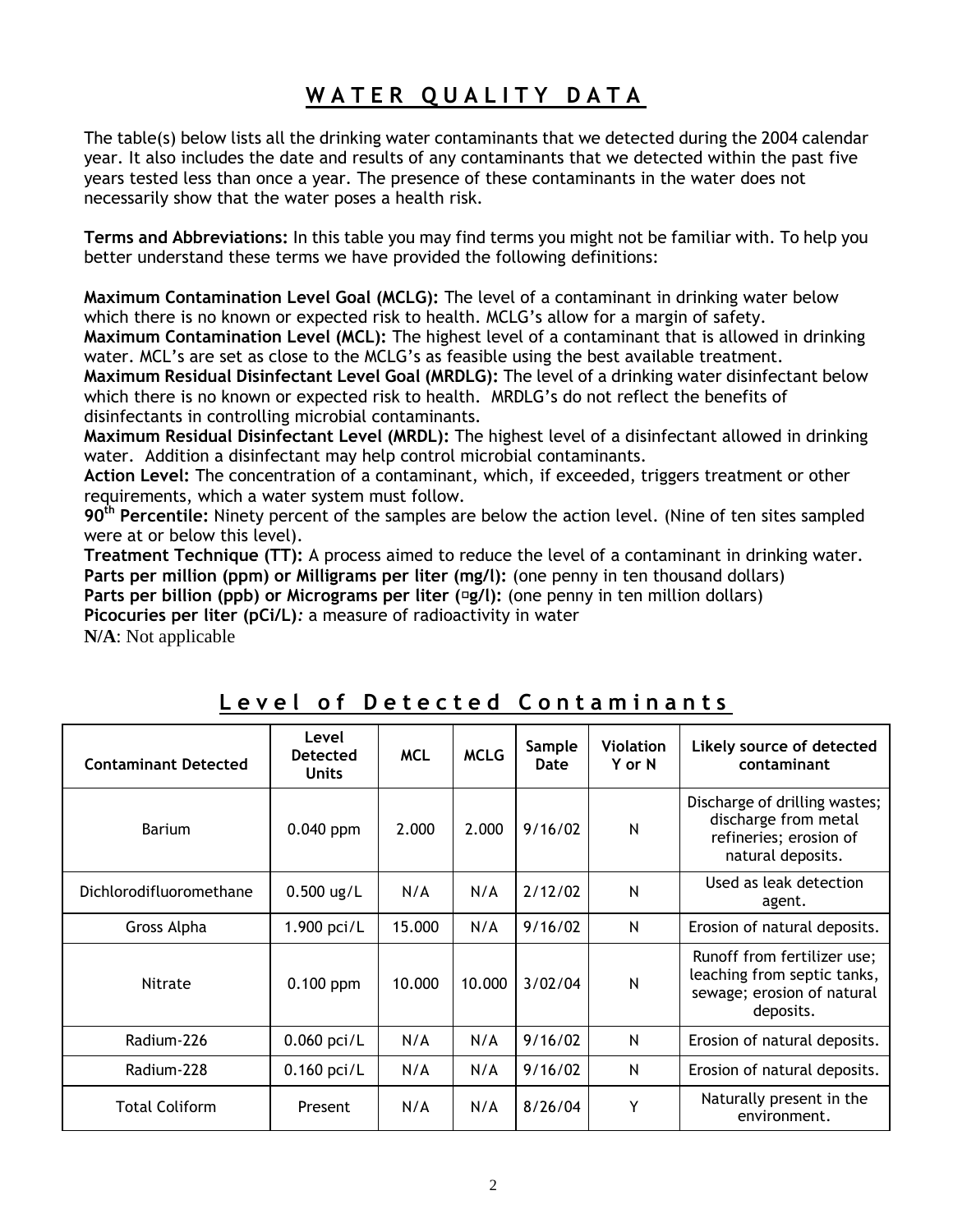# WATER QUALITY DATA

The table(s) below lists all the drinking water contaminants that we detected during the 2004 calendar year. It also includes the date and results of any contaminants that we detected within the past five years tested less than once a year. The presence of these contaminants in the water does not necessarily show that the water poses a health risk.

**Terms and Abbreviations:** In this table you may find terms you might not be familiar with. To help you better understand these terms we have provided the following definitions:

**Maximum Contamination Level Goal (MCLG):** The level of a contaminant in drinking water below which there is no known or expected risk to health. MCLG's allow for a margin of safety.
**Maximum Contamination Level (MCL):** The highest level of a contaminant that is allowed in drinking water. MCL's are set as close to the MCLG's as feasible using the best available treatment.
**Maximum Residual Disinfectant Level Goal (MRDLG):** The level of a drinking water disinfectant below which there is no known or expected risk to health. MRDLG's do not reflect the benefits of disinfectants in controlling microbial contaminants.
**Maximum Residual Disinfectant Level (MRDL):** The highest level of a disinfectant allowed in drinking water. Addition a disinfectant may help control microbial contaminants.
**Action Level:** The concentration of a contaminant, which, if exceeded, triggers treatment or other requirements, which a water system must follow.
**90th Percentile:** Ninety percent of the samples are below the action level. (Nine of ten sites sampled were at or below this level).
**Treatment Technique (TT):** A process aimed to reduce the level of a contaminant in drinking water.
**Parts per million (ppm) or Milligrams per liter (mg/l):** (one penny in ten thousand dollars)
**Parts per billion (ppb) or Micrograms per liter (μg/l):** (one penny in ten million dollars)
**Picocuries per liter (pCi/L)**: a measure of radioactivity in water
**N/A**: Not applicable

## Level of Detected Contaminants

| Contaminant Detected | Level Detected Units | MCL | MCLG | Sample Date | Violation Y or N | Likely source of detected contaminant |
|---|---|---|---|---|---|---|
| Barium | 0.040 ppm | 2.000 | 2.000 | 9/16/02 | N | Discharge of drilling wastes; discharge from metal refineries; erosion of natural deposits. |
| Dichlorodifluoromethane | 0.500 ug/L | N/A | N/A | 2/12/02 | N | Used as leak detection agent. |
| Gross Alpha | 1.900 pci/L | 15.000 | N/A | 9/16/02 | N | Erosion of natural deposits. |
| Nitrate | 0.100 ppm | 10.000 | 10.000 | 3/02/04 | N | Runoff from fertilizer use; leaching from septic tanks, sewage; erosion of natural deposits. |
| Radium-226 | 0.060 pci/L | N/A | N/A | 9/16/02 | N | Erosion of natural deposits. |
| Radium-228 | 0.160 pci/L | N/A | N/A | 9/16/02 | N | Erosion of natural deposits. |
| Total Coliform | Present | N/A | N/A | 8/26/04 | Y | Naturally present in the environment. |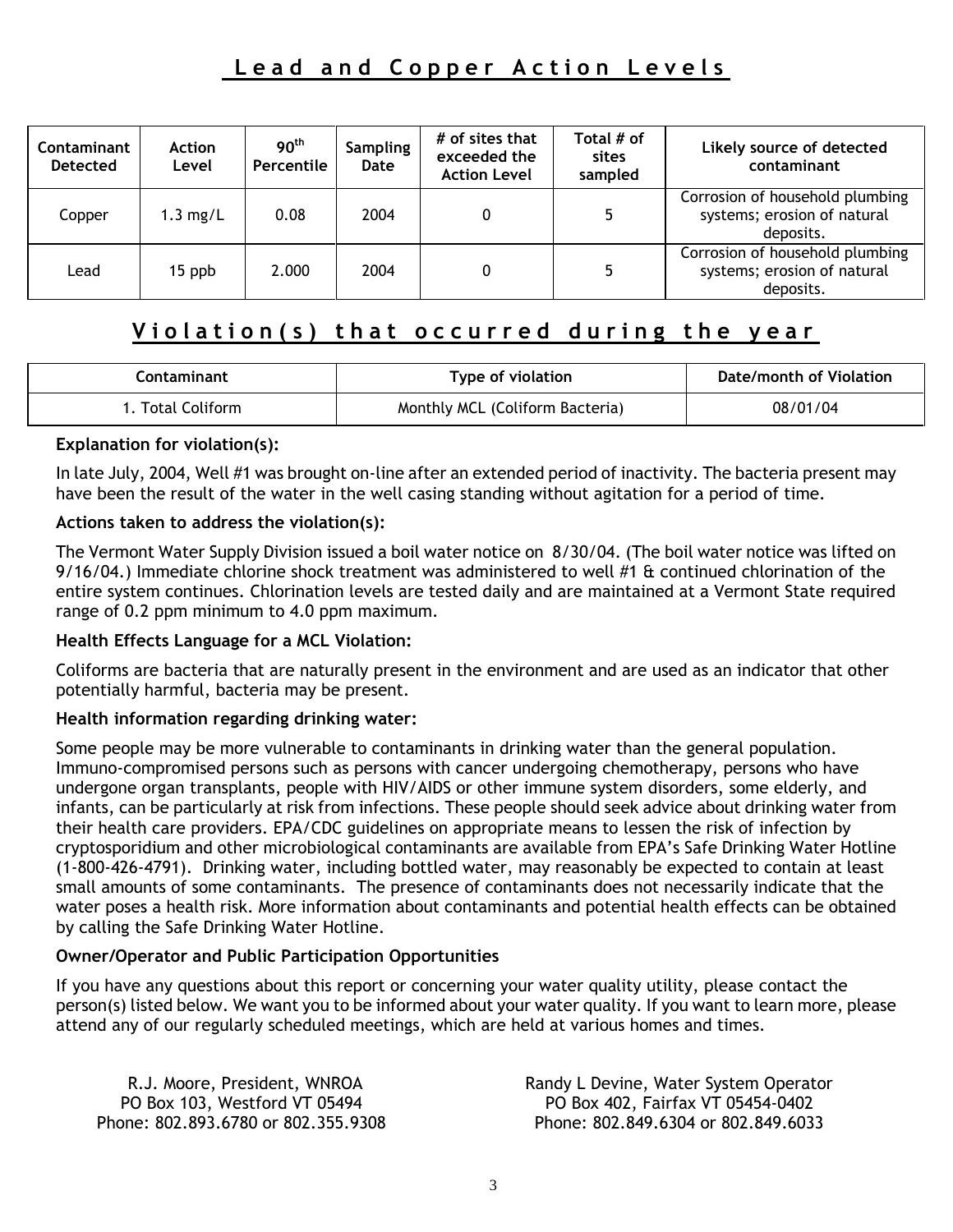## Lead and Copper Action Levels

| Contaminant Detected | Action Level | 90th Percentile | Sampling Date | # of sites that exceeded the Action Level | Total # of sites sampled | Likely source of detected contaminant |
|---|---|---|---|---|---|---|
| Copper | 1.3 mg/L | 0.08 | 2004 | 0 | 5 | Corrosion of household plumbing systems; erosion of natural deposits. |
| Lead | 15 ppb | 2.000 | 2004 | 0 | 5 | Corrosion of household plumbing systems; erosion of natural deposits. |

## Violation(s) that occurred during the year

| Contaminant | Type of violation | Date/month of Violation |
|---|---|---|
| 1. Total Coliform | Monthly MCL (Coliform Bacteria) | 08/01/04 |

**Explanation for violation(s):**

In late July, 2004, Well #1 was brought on-line after an extended period of inactivity. The bacteria present may have been the result of the water in the well casing standing without agitation for a period of time.

**Actions taken to address the violation(s):**

The Vermont Water Supply Division issued a boil water notice on 8/30/04. (The boil water notice was lifted on 9/16/04.) Immediate chlorine shock treatment was administered to well #1 & continued chlorination of the entire system continues. Chlorination levels are tested daily and are maintained at a Vermont State required range of 0.2 ppm minimum to 4.0 ppm maximum.

**Health Effects Language for a MCL Violation:**

Coliforms are bacteria that are naturally present in the environment and are used as an indicator that other potentially harmful, bacteria may be present.

**Health information regarding drinking water:**

Some people may be more vulnerable to contaminants in drinking water than the general population. Immuno-compromised persons such as persons with cancer undergoing chemotherapy, persons who have undergone organ transplants, people with HIV/AIDS or other immune system disorders, some elderly, and infants, can be particularly at risk from infections. These people should seek advice about drinking water from their health care providers. EPA/CDC guidelines on appropriate means to lessen the risk of infection by cryptosporidium and other microbiological contaminants are available from EPA's Safe Drinking Water Hotline (1-800-426-4791). Drinking water, including bottled water, may reasonably be expected to contain at least small amounts of some contaminants. The presence of contaminants does not necessarily indicate that the water poses a health risk. More information about contaminants and potential health effects can be obtained by calling the Safe Drinking Water Hotline.

**Owner/Operator and Public Participation Opportunities**

If you have any questions about this report or concerning your water quality utility, please contact the person(s) listed below. We want you to be informed about your water quality. If you want to learn more, please attend any of our regularly scheduled meetings, which are held at various homes and times.

R.J. Moore, President, WNROA
PO Box 103, Westford VT 05494
Phone: 802.893.6780 or 802.355.9308

Randy L Devine, Water System Operator
PO Box 402, Fairfax VT 05454-0402
Phone: 802.849.6304 or 802.849.6033